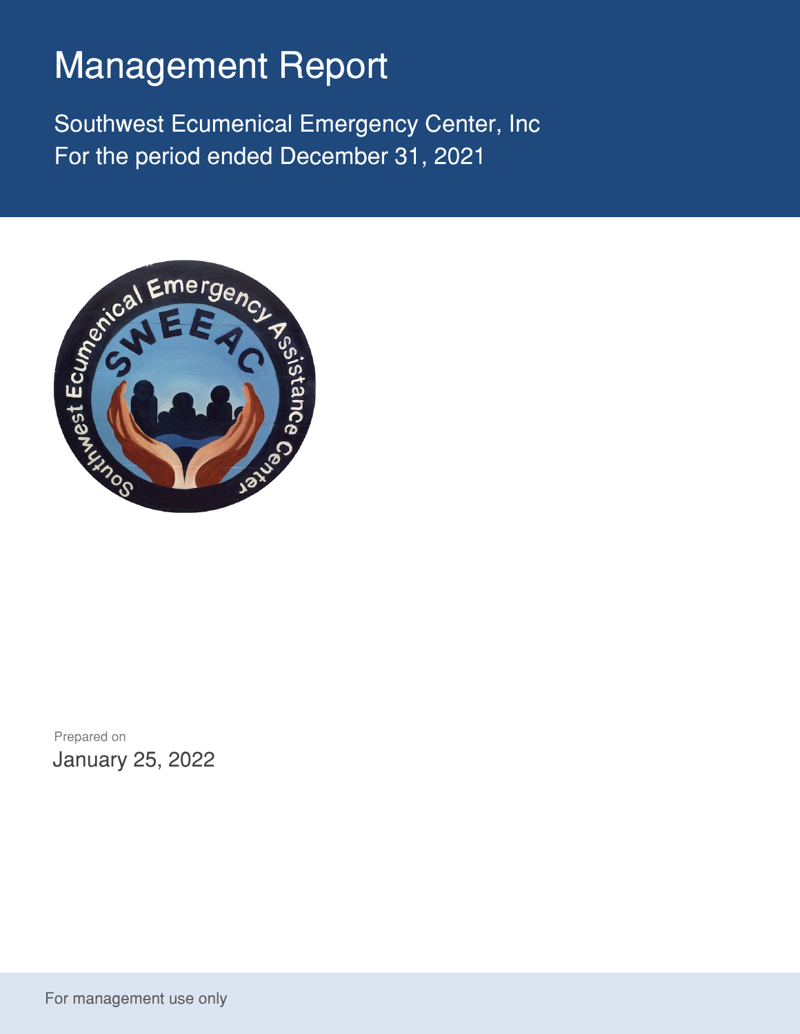# Management Report

Southwest Ecumenical Emergency Center, Inc
For the period ended December 31, 2021

Prepared on
January 25, 2022

For management use only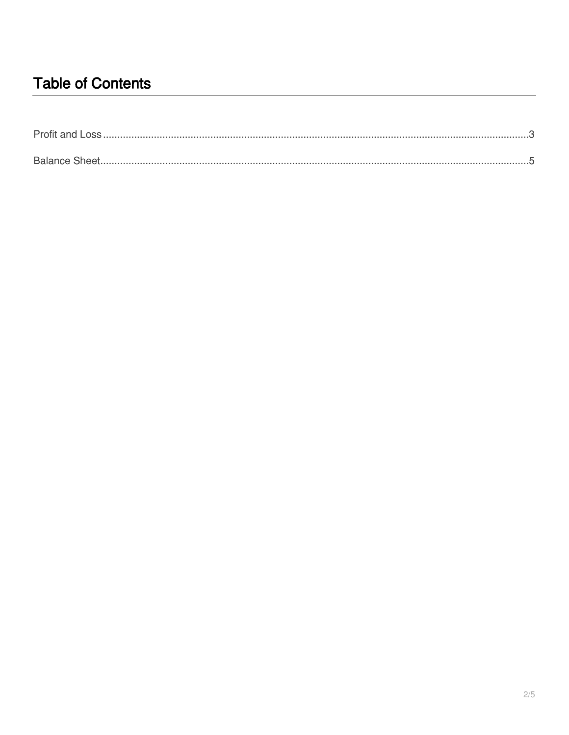# Table of Contents

Profit and Loss ........................................................................................................................................... 3

Balance Sheet ............................................................................................................................................. 5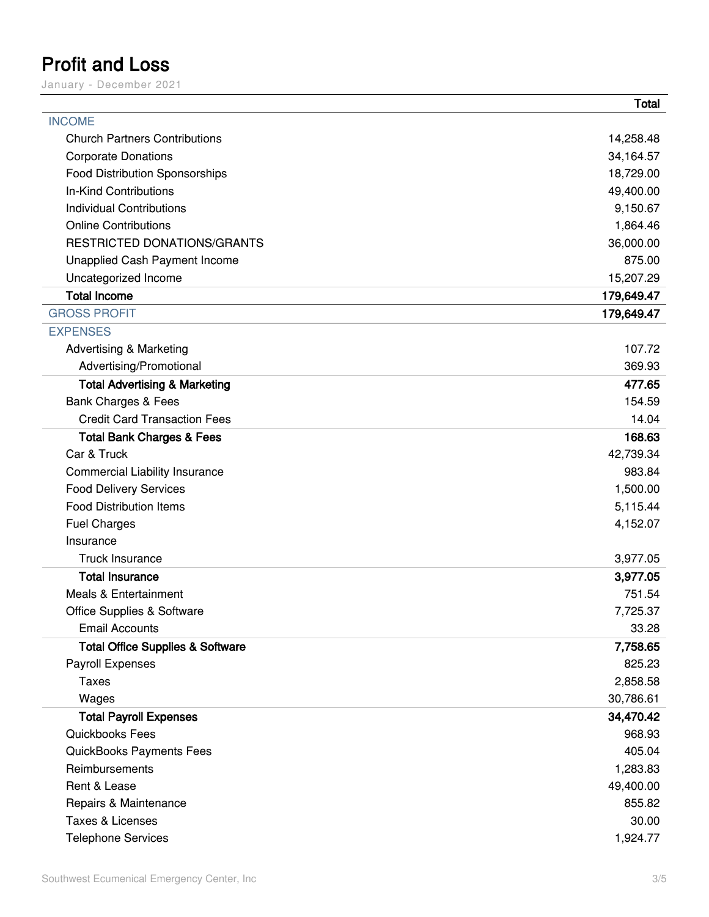# Profit and Loss

January - December 2021

| | Total |
|---|---|
| INCOME | |
| Church Partners Contributions | 14,258.48 |
| Corporate Donations | 34,164.57 |
| Food Distribution Sponsorships | 18,729.00 |
| In-Kind Contributions | 49,400.00 |
| Individual Contributions | 9,150.67 |
| Online Contributions | 1,864.46 |
| RESTRICTED DONATIONS/GRANTS | 36,000.00 |
| Unapplied Cash Payment Income | 875.00 |
| Uncategorized Income | 15,207.29 |
| **Total Income** | **179,649.47** |
| GROSS PROFIT | **179,649.47** |
| EXPENSES | |
| Advertising & Marketing | 107.72 |
| Advertising/Promotional | 369.93 |
| **Total Advertising & Marketing** | **477.65** |
| Bank Charges & Fees | 154.59 |
| Credit Card Transaction Fees | 14.04 |
| **Total Bank Charges & Fees** | **168.63** |
| Car & Truck | 42,739.34 |
| Commercial Liability Insurance | 983.84 |
| Food Delivery Services | 1,500.00 |
| Food Distribution Items | 5,115.44 |
| Fuel Charges | 4,152.07 |
| Insurance | |
| Truck Insurance | 3,977.05 |
| **Total Insurance** | **3,977.05** |
| Meals & Entertainment | 751.54 |
| Office Supplies & Software | 7,725.37 |
| Email Accounts | 33.28 |
| **Total Office Supplies & Software** | **7,758.65** |
| Payroll Expenses | 825.23 |
| Taxes | 2,858.58 |
| Wages | 30,786.61 |
| **Total Payroll Expenses** | **34,470.42** |
| Quickbooks Fees | 968.93 |
| QuickBooks Payments Fees | 405.04 |
| Reimbursements | 1,283.83 |
| Rent & Lease | 49,400.00 |
| Repairs & Maintenance | 855.82 |
| Taxes & Licenses | 30.00 |
| Telephone Services | 1,924.77 |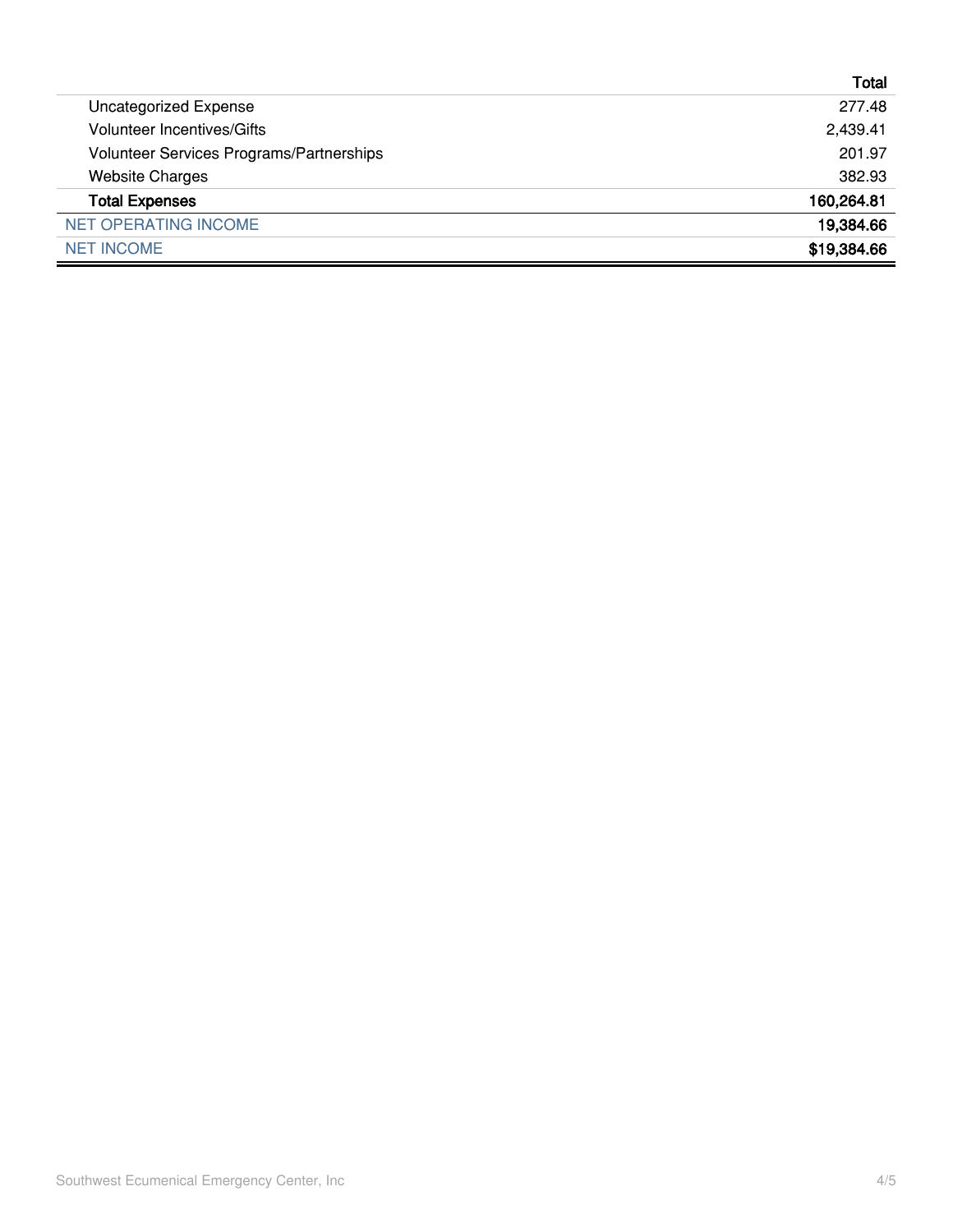| | Total |
|---|---|
| Uncategorized Expense | 277.48 |
| Volunteer Incentives/Gifts | 2,439.41 |
| Volunteer Services Programs/Partnerships | 201.97 |
| Website Charges | 382.93 |
| **Total Expenses** | **160,264.81** |
| NET OPERATING INCOME | **19,384.66** |
| NET INCOME | **$19,384.66** |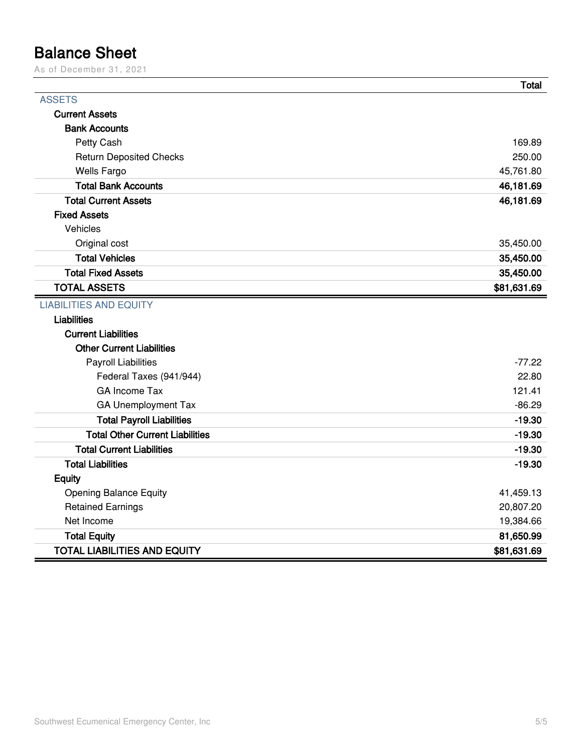# Balance Sheet

As of December 31, 2021

| | Total |
|---|---|
| **ASSETS** | |
| **Current Assets** | |
| **Bank Accounts** | |
| Petty Cash | 169.89 |
| Return Deposited Checks | 250.00 |
| Wells Fargo | 45,761.80 |
| **Total Bank Accounts** | **46,181.69** |
| **Total Current Assets** | **46,181.69** |
| **Fixed Assets** | |
| Vehicles | |
| Original cost | 35,450.00 |
| **Total Vehicles** | **35,450.00** |
| **Total Fixed Assets** | **35,450.00** |
| **TOTAL ASSETS** | **$81,631.69** |
| **LIABILITIES AND EQUITY** | |
| **Liabilities** | |
| **Current Liabilities** | |
| **Other Current Liabilities** | |
| Payroll Liabilities | -77.22 |
| Federal Taxes (941/944) | 22.80 |
| GA Income Tax | 121.41 |
| GA Unemployment Tax | -86.29 |
| **Total Payroll Liabilities** | **-19.30** |
| **Total Other Current Liabilities** | **-19.30** |
| **Total Current Liabilities** | **-19.30** |
| **Total Liabilities** | **-19.30** |
| **Equity** | |
| Opening Balance Equity | 41,459.13 |
| Retained Earnings | 20,807.20 |
| Net Income | 19,384.66 |
| **Total Equity** | **81,650.99** |
| **TOTAL LIABILITIES AND EQUITY** | **$81,631.69** |